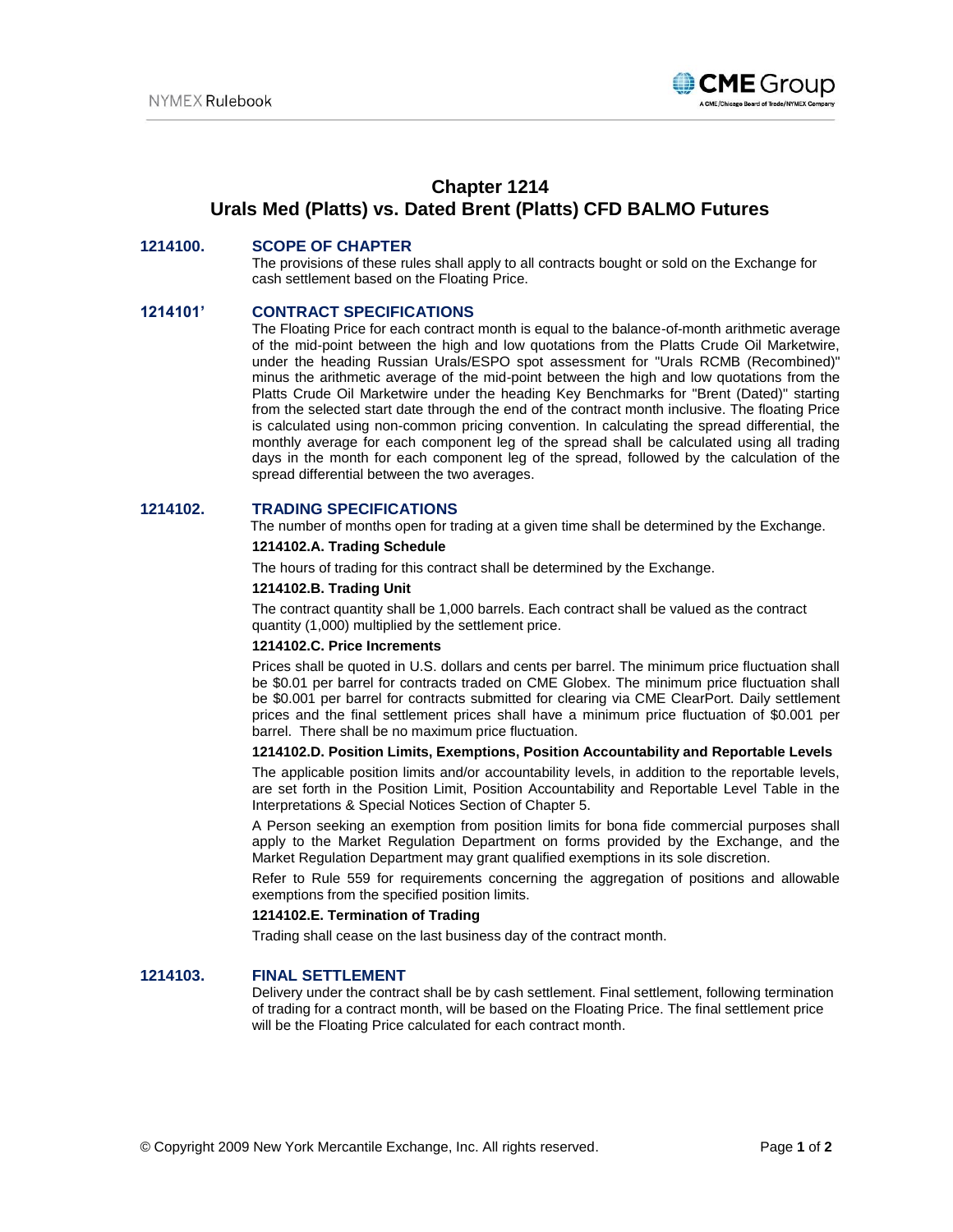# Chapter 1214
# Urals Med (Platts) vs. Dated Brent (Platts) CFD BALMO Futures

## 1214100. SCOPE OF CHAPTER

The provisions of these rules shall apply to all contracts bought or sold on the Exchange for cash settlement based on the Floating Price.

## 1214101' CONTRACT SPECIFICATIONS

The Floating Price for each contract month is equal to the balance-of-month arithmetic average of the mid-point between the high and low quotations from the Platts Crude Oil Marketwire, under the heading Russian Urals/ESPO spot assessment for "Urals RCMB (Recombined)" minus the arithmetic average of the mid-point between the high and low quotations from the Platts Crude Oil Marketwire under the heading Key Benchmarks for "Brent (Dated)" starting from the selected start date through the end of the contract month inclusive. The floating Price is calculated using non-common pricing convention. In calculating the spread differential, the monthly average for each component leg of the spread shall be calculated using all trading days in the month for each component leg of the spread, followed by the calculation of the spread differential between the two averages.

## 1214102. TRADING SPECIFICATIONS

The number of months open for trading at a given time shall be determined by the Exchange.

### 1214102.A. Trading Schedule

The hours of trading for this contract shall be determined by the Exchange.

### 1214102.B. Trading Unit

The contract quantity shall be 1,000 barrels. Each contract shall be valued as the contract quantity (1,000) multiplied by the settlement price.

### 1214102.C. Price Increments

Prices shall be quoted in U.S. dollars and cents per barrel. The minimum price fluctuation shall be $0.01 per barrel for contracts traded on CME Globex. The minimum price fluctuation shall be $0.001 per barrel for contracts submitted for clearing via CME ClearPort. Daily settlement prices and the final settlement prices shall have a minimum price fluctuation of $0.001 per barrel. There shall be no maximum price fluctuation.

### 1214102.D. Position Limits, Exemptions, Position Accountability and Reportable Levels

The applicable position limits and/or accountability levels, in addition to the reportable levels, are set forth in the Position Limit, Position Accountability and Reportable Level Table in the Interpretations & Special Notices Section of Chapter 5.

A Person seeking an exemption from position limits for bona fide commercial purposes shall apply to the Market Regulation Department on forms provided by the Exchange, and the Market Regulation Department may grant qualified exemptions in its sole discretion.

Refer to Rule 559 for requirements concerning the aggregation of positions and allowable exemptions from the specified position limits.

### 1214102.E. Termination of Trading

Trading shall cease on the last business day of the contract month.

## 1214103. FINAL SETTLEMENT

Delivery under the contract shall be by cash settlement. Final settlement, following termination of trading for a contract month, will be based on the Floating Price. The final settlement price will be the Floating Price calculated for each contract month.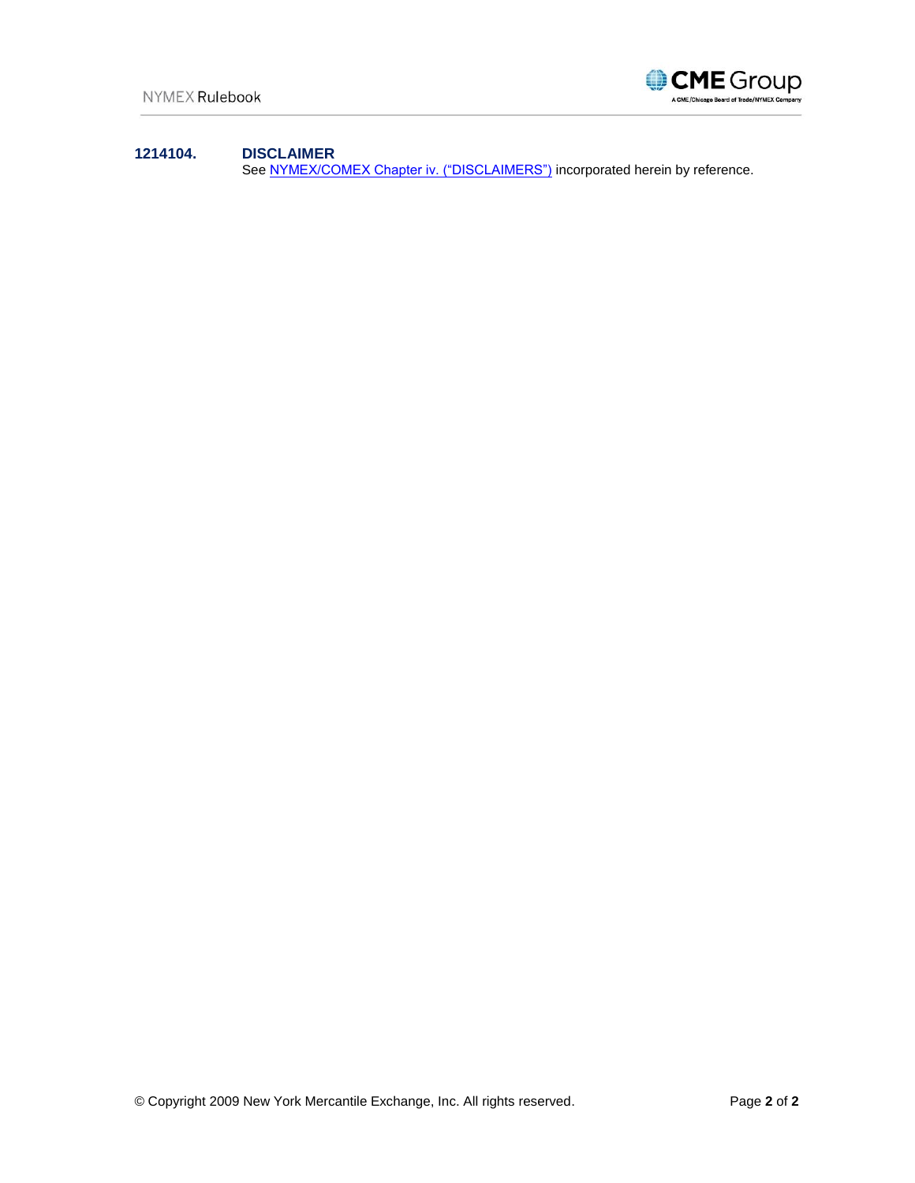### 1214104. DISCLAIMER

See NYMEX/COMEX Chapter iv. ("DISCLAIMERS") incorporated herein by reference.